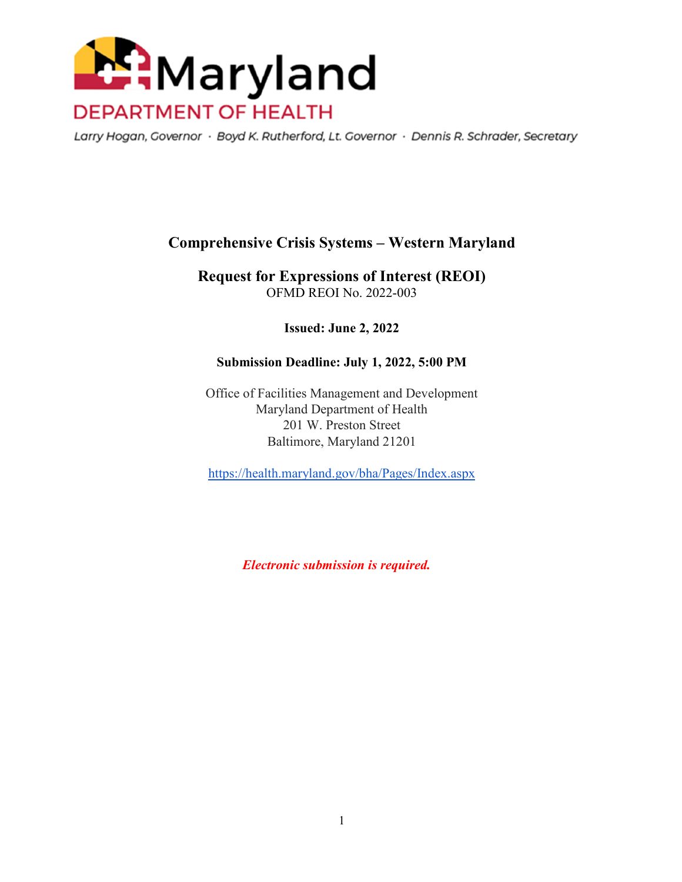Maryland

DEPARTMENT OF HEALTH

*Larry Hogan, Governor · Boyd K. Rutherford, Lt. Governor · Dennis R. Schrader, Secretary*

# Comprehensive Crisis Systems – Western Maryland

## Request for Expressions of Interest (REOI)

OFMD REOI No. 2022-003

**Issued: June 2, 2022**

**Submission Deadline: July 1, 2022, 5:00 PM**

Office of Facilities Management and Development
Maryland Department of Health
201 W. Preston Street
Baltimore, Maryland 21201

https://health.maryland.gov/bha/Pages/Index.aspx

***Electronic submission is required.***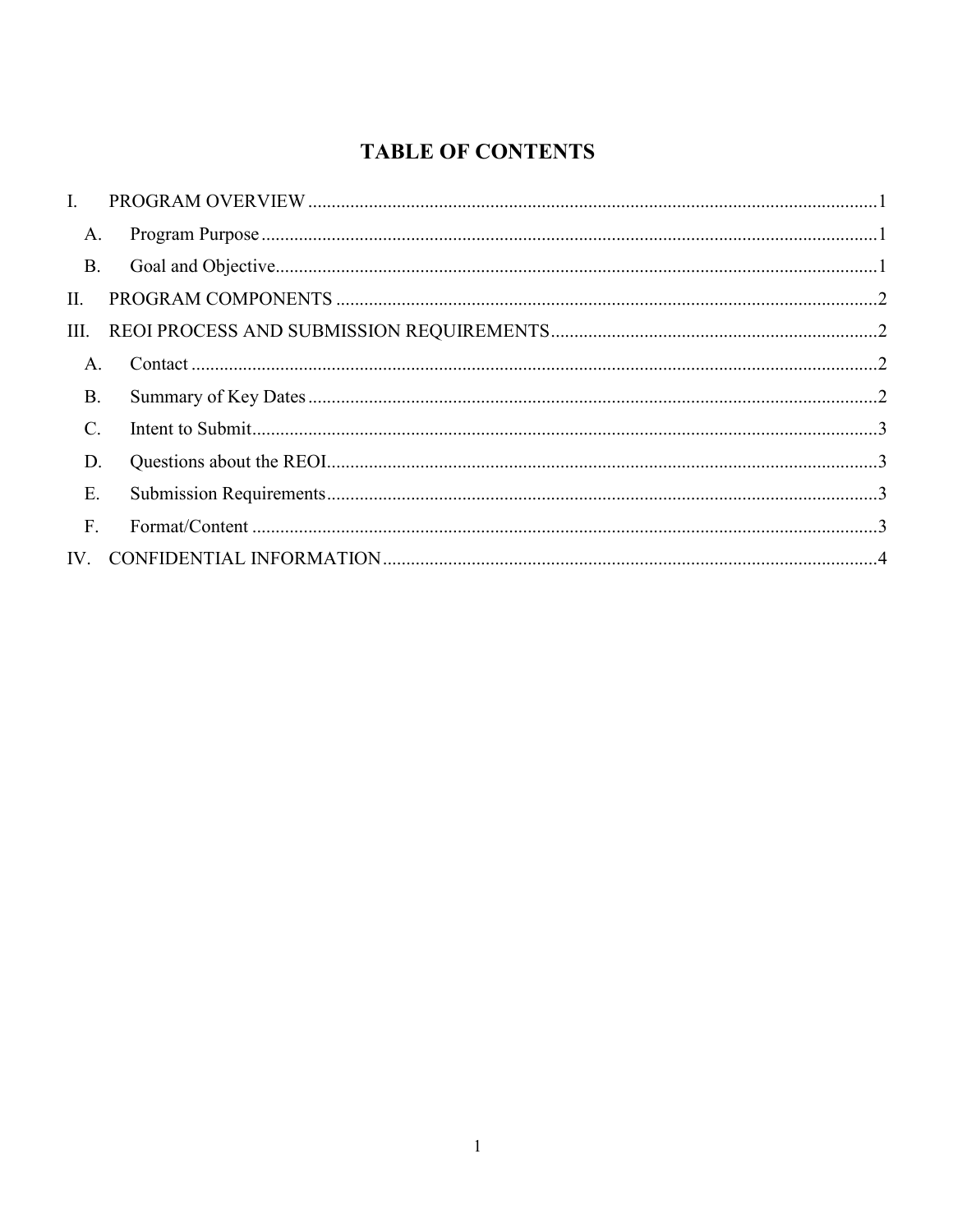# TABLE OF CONTENTS

I. PROGRAM OVERVIEW .......................................................................................................................1

A. Program Purpose ..................................................................................................................1

B. Goal and Objective...............................................................................................................1

II. PROGRAM COMPONENTS ...................................................................................................................2

III. REOI PROCESS AND SUBMISSION REQUIREMENTS.....................................................................2

A. Contact ..................................................................................................................................2

B. Summary of Key Dates .........................................................................................................2

C. Intent to Submit.....................................................................................................................3

D. Questions about the REOI.....................................................................................................3

E. Submission Requirements.....................................................................................................3

F. Format/Content .....................................................................................................................3

IV. CONFIDENTIAL INFORMATION.........................................................................................................4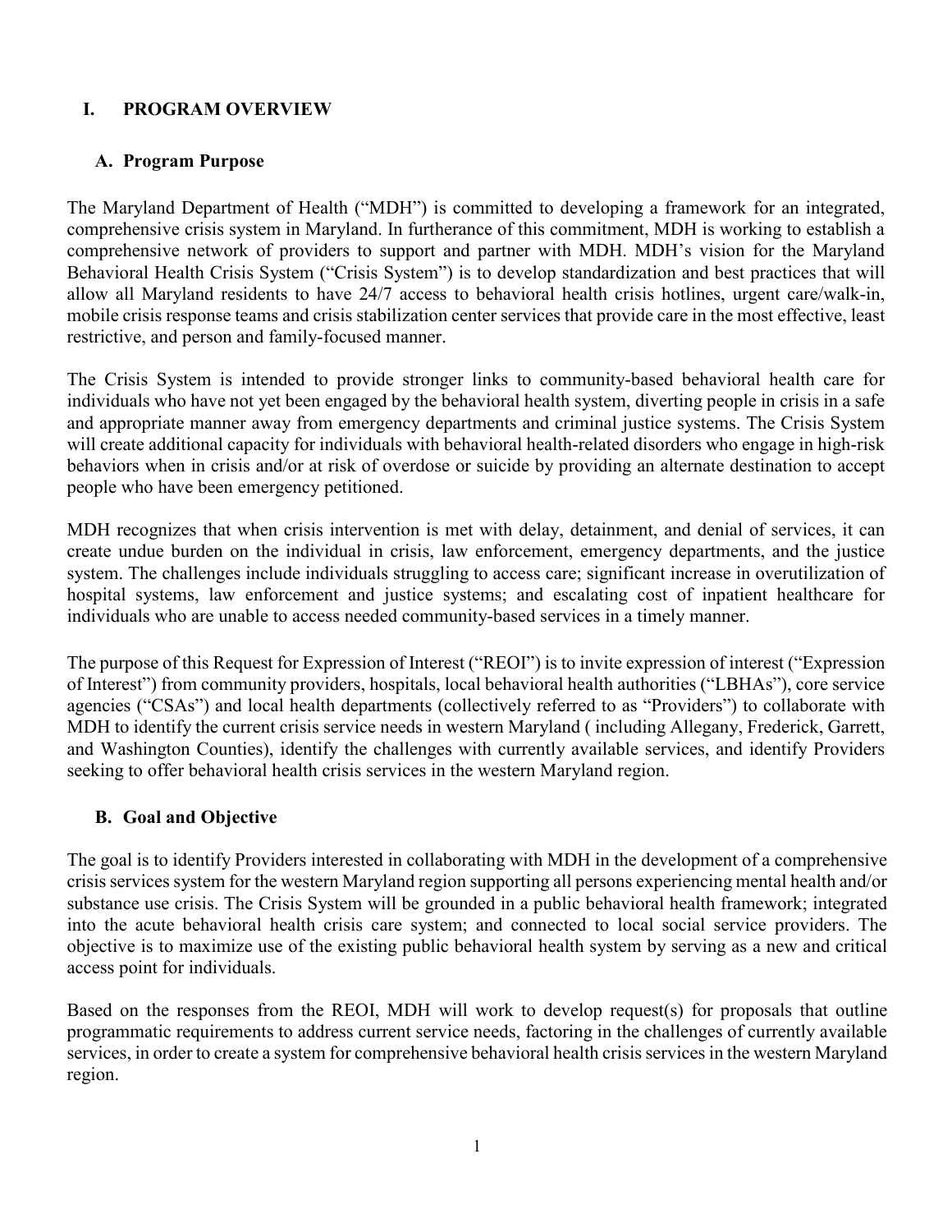## I. PROGRAM OVERVIEW

### A. Program Purpose

The Maryland Department of Health ("MDH") is committed to developing a framework for an integrated, comprehensive crisis system in Maryland. In furtherance of this commitment, MDH is working to establish a comprehensive network of providers to support and partner with MDH. MDH's vision for the Maryland Behavioral Health Crisis System ("Crisis System") is to develop standardization and best practices that will allow all Maryland residents to have 24/7 access to behavioral health crisis hotlines, urgent care/walk-in, mobile crisis response teams and crisis stabilization center services that provide care in the most effective, least restrictive, and person and family-focused manner.

The Crisis System is intended to provide stronger links to community-based behavioral health care for individuals who have not yet been engaged by the behavioral health system, diverting people in crisis in a safe and appropriate manner away from emergency departments and criminal justice systems. The Crisis System will create additional capacity for individuals with behavioral health-related disorders who engage in high-risk behaviors when in crisis and/or at risk of overdose or suicide by providing an alternate destination to accept people who have been emergency petitioned.

MDH recognizes that when crisis intervention is met with delay, detainment, and denial of services, it can create undue burden on the individual in crisis, law enforcement, emergency departments, and the justice system. The challenges include individuals struggling to access care; significant increase in overutilization of hospital systems, law enforcement and justice systems; and escalating cost of inpatient healthcare for individuals who are unable to access needed community-based services in a timely manner.

The purpose of this Request for Expression of Interest ("REOI") is to invite expression of interest ("Expression of Interest") from community providers, hospitals, local behavioral health authorities ("LBHAs"), core service agencies ("CSAs") and local health departments (collectively referred to as "Providers") to collaborate with MDH to identify the current crisis service needs in western Maryland ( including Allegany, Frederick, Garrett, and Washington Counties), identify the challenges with currently available services, and identify Providers seeking to offer behavioral health crisis services in the western Maryland region.

### B. Goal and Objective

The goal is to identify Providers interested in collaborating with MDH in the development of a comprehensive crisis services system for the western Maryland region supporting all persons experiencing mental health and/or substance use crisis. The Crisis System will be grounded in a public behavioral health framework; integrated into the acute behavioral health crisis care system; and connected to local social service providers. The objective is to maximize use of the existing public behavioral health system by serving as a new and critical access point for individuals.

Based on the responses from the REOI, MDH will work to develop request(s) for proposals that outline programmatic requirements to address current service needs, factoring in the challenges of currently available services, in order to create a system for comprehensive behavioral health crisis services in the western Maryland region.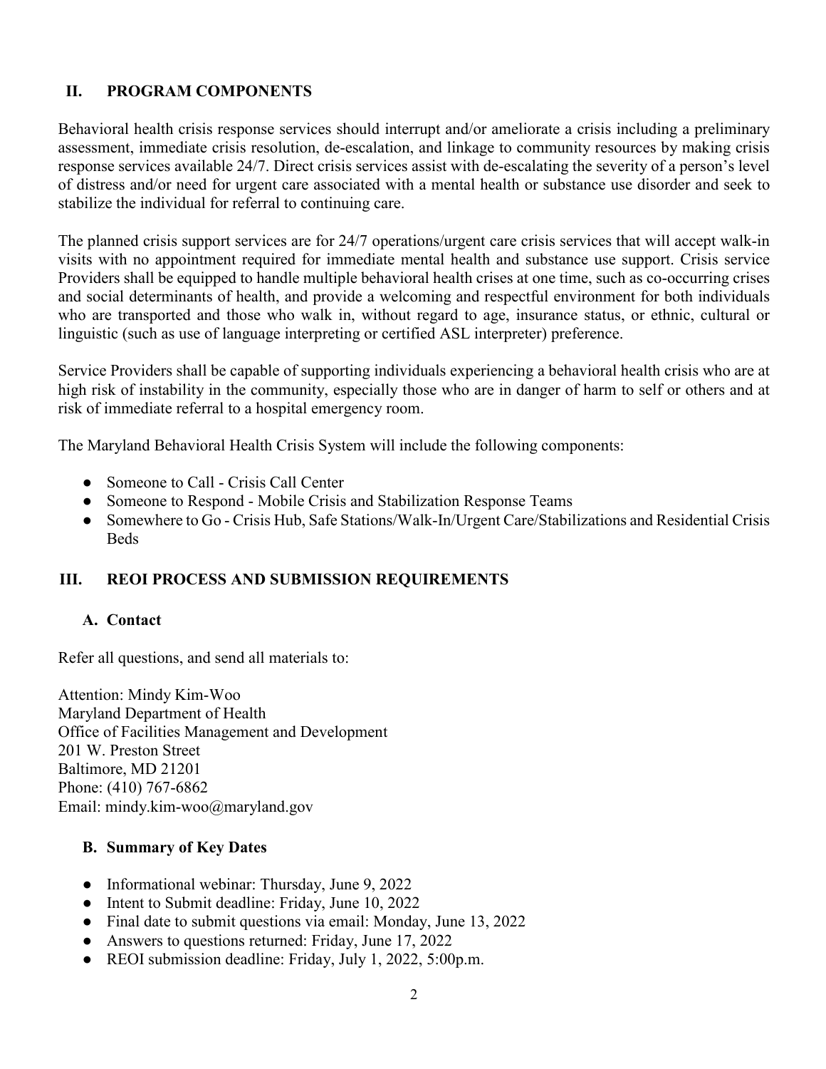## II. PROGRAM COMPONENTS

Behavioral health crisis response services should interrupt and/or ameliorate a crisis including a preliminary assessment, immediate crisis resolution, de-escalation, and linkage to community resources by making crisis response services available 24/7. Direct crisis services assist with de-escalating the severity of a person's level of distress and/or need for urgent care associated with a mental health or substance use disorder and seek to stabilize the individual for referral to continuing care.

The planned crisis support services are for 24/7 operations/urgent care crisis services that will accept walk-in visits with no appointment required for immediate mental health and substance use support. Crisis service Providers shall be equipped to handle multiple behavioral health crises at one time, such as co-occurring crises and social determinants of health, and provide a welcoming and respectful environment for both individuals who are transported and those who walk in, without regard to age, insurance status, or ethnic, cultural or linguistic (such as use of language interpreting or certified ASL interpreter) preference.

Service Providers shall be capable of supporting individuals experiencing a behavioral health crisis who are at high risk of instability in the community, especially those who are in danger of harm to self or others and at risk of immediate referral to a hospital emergency room.

The Maryland Behavioral Health Crisis System will include the following components:

- Someone to Call - Crisis Call Center
- Someone to Respond - Mobile Crisis and Stabilization Response Teams
- Somewhere to Go - Crisis Hub, Safe Stations/Walk-In/Urgent Care/Stabilizations and Residential Crisis Beds

## III. REOI PROCESS AND SUBMISSION REQUIREMENTS

### A. Contact

Refer all questions, and send all materials to:

Attention: Mindy Kim-Woo
Maryland Department of Health
Office of Facilities Management and Development
201 W. Preston Street
Baltimore, MD 21201
Phone: (410) 767-6862
Email: mindy.kim-woo@maryland.gov

### B. Summary of Key Dates

- Informational webinar: Thursday, June 9, 2022
- Intent to Submit deadline: Friday, June 10, 2022
- Final date to submit questions via email: Monday, June 13, 2022
- Answers to questions returned: Friday, June 17, 2022
- REOI submission deadline: Friday, July 1, 2022, 5:00p.m.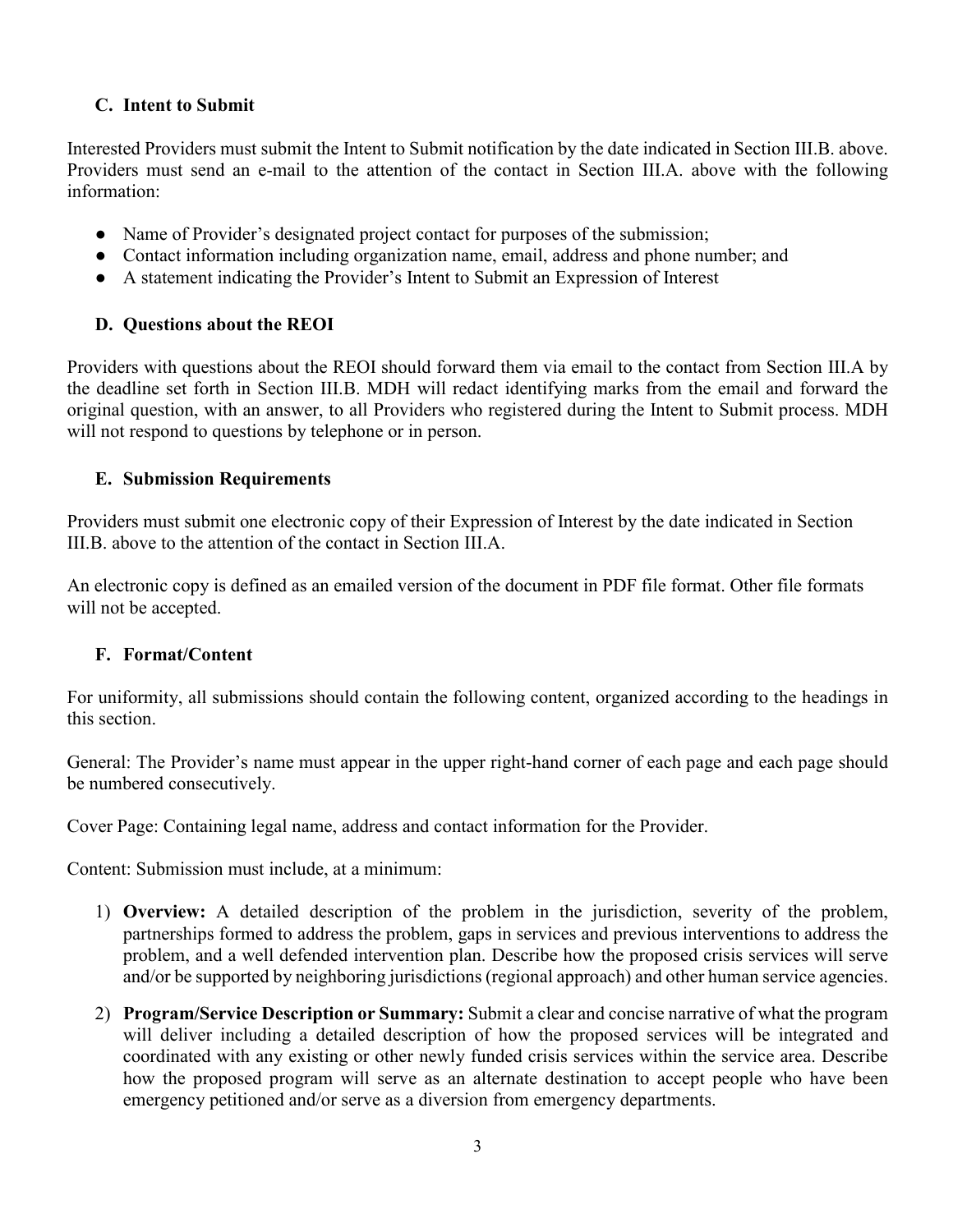### C. Intent to Submit

Interested Providers must submit the Intent to Submit notification by the date indicated in Section III.B. above. Providers must send an e-mail to the attention of the contact in Section III.A. above with the following information:

- Name of Provider's designated project contact for purposes of the submission;
- Contact information including organization name, email, address and phone number; and
- A statement indicating the Provider's Intent to Submit an Expression of Interest

### D. Questions about the REOI

Providers with questions about the REOI should forward them via email to the contact from Section III.A by the deadline set forth in Section III.B. MDH will redact identifying marks from the email and forward the original question, with an answer, to all Providers who registered during the Intent to Submit process. MDH will not respond to questions by telephone or in person.

### E. Submission Requirements

Providers must submit one electronic copy of their Expression of Interest by the date indicated in Section III.B. above to the attention of the contact in Section III.A.

An electronic copy is defined as an emailed version of the document in PDF file format. Other file formats will not be accepted.

### F. Format/Content

For uniformity, all submissions should contain the following content, organized according to the headings in this section.

General: The Provider's name must appear in the upper right-hand corner of each page and each page should be numbered consecutively.

Cover Page: Containing legal name, address and contact information for the Provider.

Content: Submission must include, at a minimum:

1) **Overview:** A detailed description of the problem in the jurisdiction, severity of the problem, partnerships formed to address the problem, gaps in services and previous interventions to address the problem, and a well defended intervention plan. Describe how the proposed crisis services will serve and/or be supported by neighboring jurisdictions (regional approach) and other human service agencies.
2) **Program/Service Description or Summary:** Submit a clear and concise narrative of what the program will deliver including a detailed description of how the proposed services will be integrated and coordinated with any existing or other newly funded crisis services within the service area. Describe how the proposed program will serve as an alternate destination to accept people who have been emergency petitioned and/or serve as a diversion from emergency departments.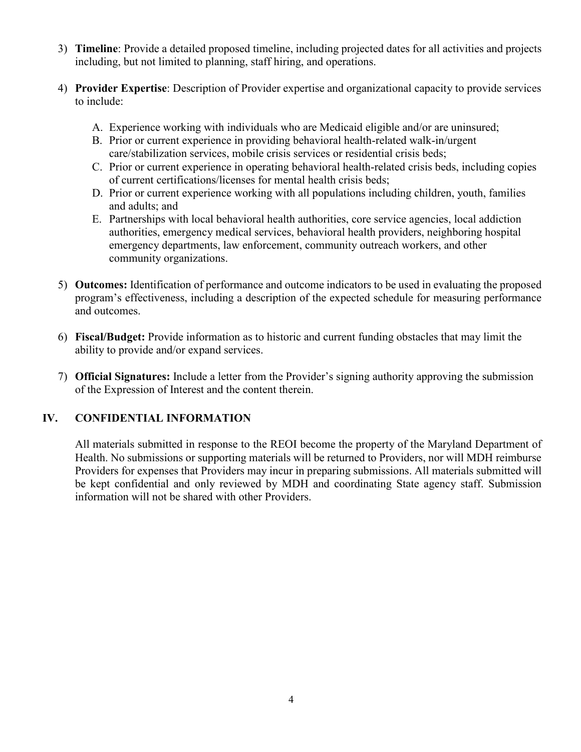3) **Timeline**: Provide a detailed proposed timeline, including projected dates for all activities and projects including, but not limited to planning, staff hiring, and operations.

4) **Provider Expertise**: Description of Provider expertise and organizational capacity to provide services to include:

   A. Experience working with individuals who are Medicaid eligible and/or are uninsured;
   B. Prior or current experience in providing behavioral health-related walk-in/urgent care/stabilization services, mobile crisis services or residential crisis beds;
   C. Prior or current experience in operating behavioral health-related crisis beds, including copies of current certifications/licenses for mental health crisis beds;
   D. Prior or current experience working with all populations including children, youth, families and adults; and
   E. Partnerships with local behavioral health authorities, core service agencies, local addiction authorities, emergency medical services, behavioral health providers, neighboring hospital emergency departments, law enforcement, community outreach workers, and other community organizations.

5) **Outcomes:** Identification of performance and outcome indicators to be used in evaluating the proposed program's effectiveness, including a description of the expected schedule for measuring performance and outcomes.

6) **Fiscal/Budget:** Provide information as to historic and current funding obstacles that may limit the ability to provide and/or expand services.

7) **Official Signatures:** Include a letter from the Provider's signing authority approving the submission of the Expression of Interest and the content therein.

## IV. CONFIDENTIAL INFORMATION

All materials submitted in response to the REOI become the property of the Maryland Department of Health. No submissions or supporting materials will be returned to Providers, nor will MDH reimburse Providers for expenses that Providers may incur in preparing submissions. All materials submitted will be kept confidential and only reviewed by MDH and coordinating State agency staff. Submission information will not be shared with other Providers.